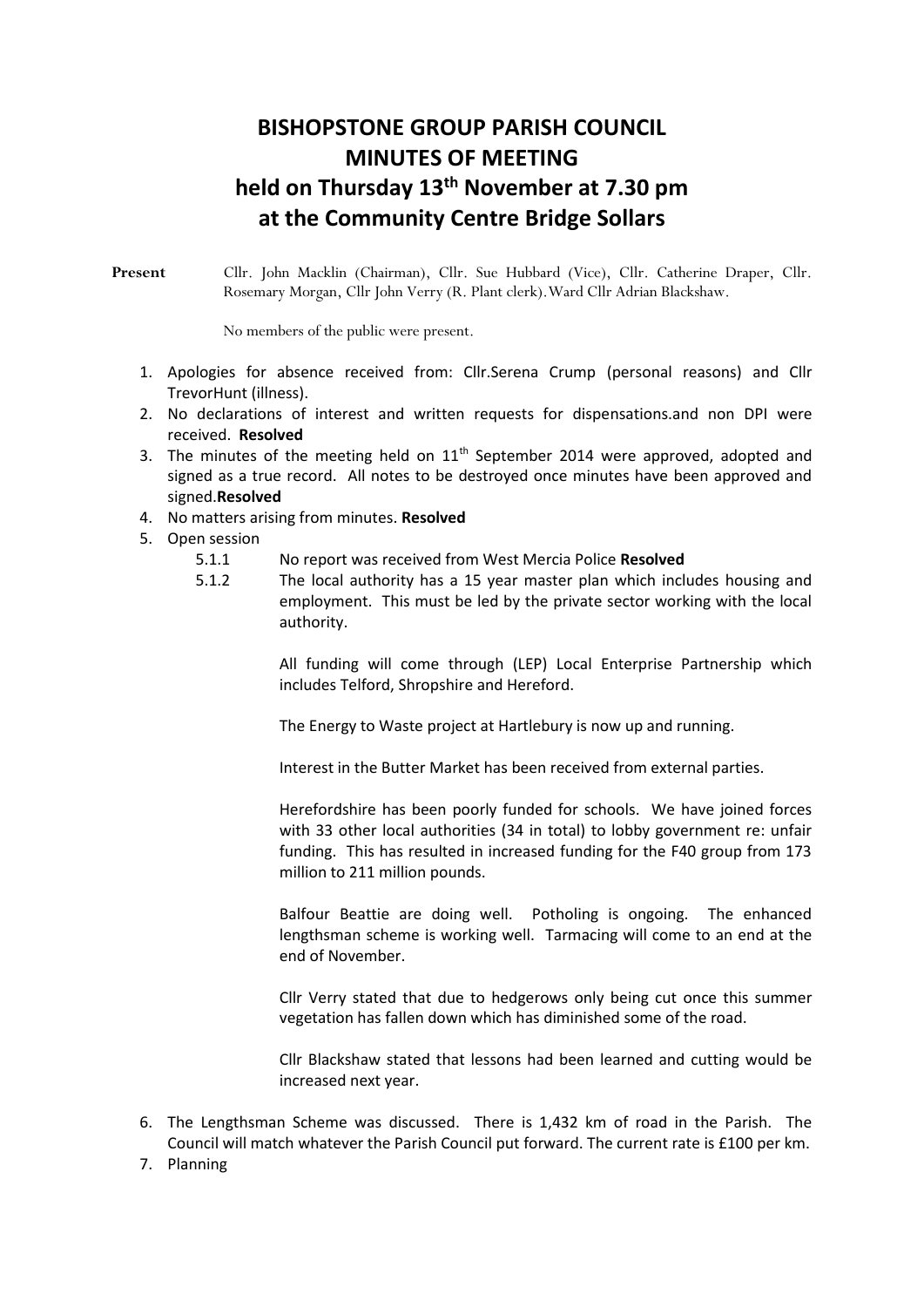# BISHOPSTONE GROUP PARISH COUNCIL
# MINUTES OF MEETING
# held on Thursday 13th November at 7.30 pm
# at the Community Centre Bridge Sollars

**Present** Cllr. John Macklin (Chairman), Cllr. Sue Hubbard (Vice), Cllr. Catherine Draper, Cllr. Rosemary Morgan, Cllr John Verry (R. Plant clerk).Ward Cllr Adrian Blackshaw.

No members of the public were present.

1. Apologies for absence received from: Cllr.Serena Crump (personal reasons) and Cllr TrevorHunt (illness).
2. No declarations of interest and written requests for dispensations.and non DPI were received. **Resolved**
3. The minutes of the meeting held on 11th September 2014 were approved, adopted and signed as a true record. All notes to be destroyed once minutes have been approved and signed.**Resolved**
4. No matters arising from minutes. **Resolved**
5. Open session
   - 5.1.1 No report was received from West Mercia Police **Resolved**
   - 5.1.2 The local authority has a 15 year master plan which includes housing and employment. This must be led by the private sector working with the local authority.

     All funding will come through (LEP) Local Enterprise Partnership which includes Telford, Shropshire and Hereford.

     The Energy to Waste project at Hartlebury is now up and running.

     Interest in the Butter Market has been received from external parties.

     Herefordshire has been poorly funded for schools. We have joined forces with 33 other local authorities (34 in total) to lobby government re: unfair funding. This has resulted in increased funding for the F40 group from 173 million to 211 million pounds.

     Balfour Beattie are doing well. Potholing is ongoing. The enhanced lengthsman scheme is working well. Tarmacing will come to an end at the end of November.

     Cllr Verry stated that due to hedgerows only being cut once this summer vegetation has fallen down which has diminished some of the road.

     Cllr Blackshaw stated that lessons had been learned and cutting would be increased next year.
6. The Lengthsman Scheme was discussed. There is 1,432 km of road in the Parish. The Council will match whatever the Parish Council put forward. The current rate is £100 per km.
7. Planning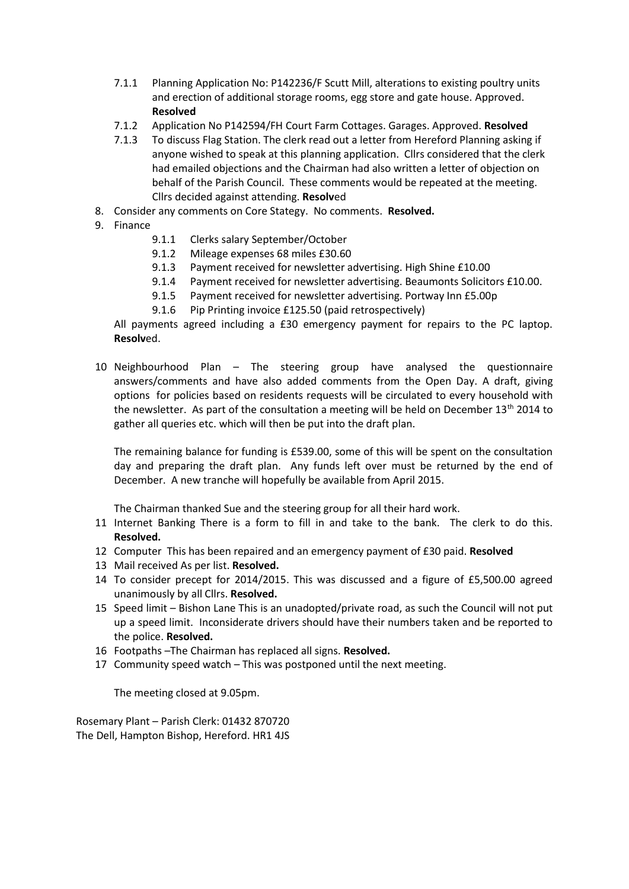- 7.1.1 Planning Application No: P142236/F Scutt Mill, alterations to existing poultry units and erection of additional storage rooms, egg store and gate house. Approved. **Resolved**
- 7.1.2 Application No P142594/FH Court Farm Cottages. Garages. Approved. **Resolved**
- 7.1.3 To discuss Flag Station. The clerk read out a letter from Hereford Planning asking if anyone wished to speak at this planning application. Cllrs considered that the clerk had emailed objections and the Chairman had also written a letter of objection on behalf of the Parish Council. These comments would be repeated at the meeting. Cllrs decided against attending. **Resolv**ed

8. Consider any comments on Core Stategy. No comments. **Resolved.**
9. Finance
   - 9.1.1 Clerks salary September/October
   - 9.1.2 Mileage expenses 68 miles £30.60
   - 9.1.3 Payment received for newsletter advertising. High Shine £10.00
   - 9.1.4 Payment received for newsletter advertising. Beaumonts Solicitors £10.00.
   - 9.1.5 Payment received for newsletter advertising. Portway Inn £5.00p
   - 9.1.6 Pip Printing invoice £125.50 (paid retrospectively)

   All payments agreed including a £30 emergency payment for repairs to the PC laptop. **Resolv**ed.

10. Neighbourhood Plan – The steering group have analysed the questionnaire answers/comments and have also added comments from the Open Day. A draft, giving options for policies based on residents requests will be circulated to every household with the newsletter. As part of the consultation a meeting will be held on December 13th 2014 to gather all queries etc. which will then be put into the draft plan.

    The remaining balance for funding is £539.00, some of this will be spent on the consultation day and preparing the draft plan. Any funds left over must be returned by the end of December. A new tranche will hopefully be available from April 2015.

    The Chairman thanked Sue and the steering group for all their hard work.
11. Internet Banking There is a form to fill in and take to the bank. The clerk to do this. **Resolved.**
12. Computer This has been repaired and an emergency payment of £30 paid. **Resolved**
13. Mail received As per list. **Resolved.**
14. To consider precept for 2014/2015. This was discussed and a figure of £5,500.00 agreed unanimously by all Cllrs. **Resolved.**
15. Speed limit – Bishon Lane This is an unadopted/private road, as such the Council will not put up a speed limit. Inconsiderate drivers should have their numbers taken and be reported to the police. **Resolved.**
16. Footpaths –The Chairman has replaced all signs. **Resolved.**
17. Community speed watch – This was postponed until the next meeting.

    The meeting closed at 9.05pm.

Rosemary Plant – Parish Clerk: 01432 870720
The Dell, Hampton Bishop, Hereford. HR1 4JS